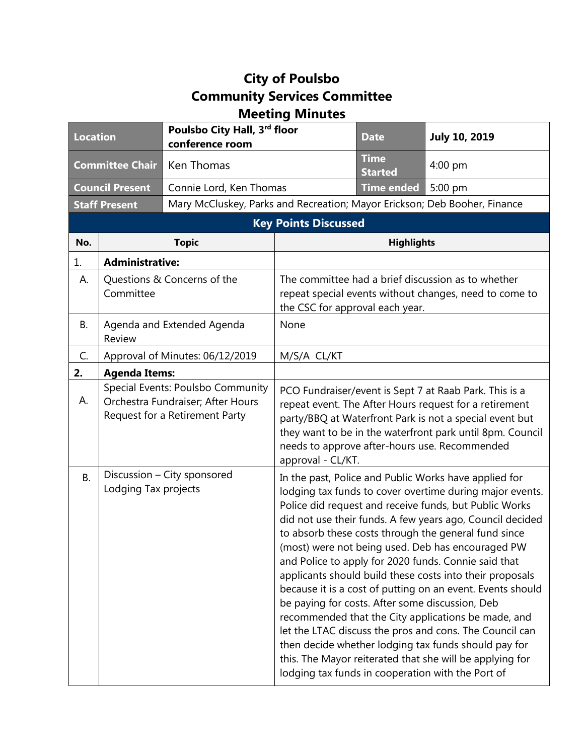# City of Poulsbo
## Community Services Committee
## Meeting Minutes

| Location | Poulsbo City Hall, 3rd floor conference room | Date | July 10, 2019 |
|---|---|---|---|
| Committee Chair | Ken Thomas | Time Started | 4:00 pm |
| Council Present | Connie Lord, Ken Thomas | Time ended | 5:00 pm |
| Staff Present | Mary McCluskey, Parks and Recreation; Mayor Erickson; Deb Booher, Finance | | |

### Key Points Discussed

| No. | Topic | Highlights |
|---|---|---|
| 1. | **Administrative:** | |
| A. | Questions & Concerns of the Committee | The committee had a brief discussion as to whether repeat special events without changes, need to come to the CSC for approval each year. |
| B. | Agenda and Extended Agenda Review | None |
| C. | Approval of Minutes: 06/12/2019 | M/S/A CL/KT |
| **2.** | **Agenda Items:** | |
| A. | Special Events: Poulsbo Community Orchestra Fundraiser; After Hours Request for a Retirement Party | PCO Fundraiser/event is Sept 7 at Raab Park. This is a repeat event. The After Hours request for a retirement party/BBQ at Waterfront Park is not a special event but they want to be in the waterfront park until 8pm. Council needs to approve after-hours use. Recommended approval - CL/KT. |
| B. | Discussion – City sponsored Lodging Tax projects | In the past, Police and Public Works have applied for lodging tax funds to cover overtime during major events. Police did request and receive funds, but Public Works did not use their funds. A few years ago, Council decided to absorb these costs through the general fund since (most) were not being used. Deb has encouraged PW and Police to apply for 2020 funds. Connie said that applicants should build these costs into their proposals because it is a cost of putting on an event. Events should be paying for costs. After some discussion, Deb recommended that the City applications be made, and let the LTAC discuss the pros and cons. The Council can then decide whether lodging tax funds should pay for this. The Mayor reiterated that she will be applying for lodging tax funds in cooperation with the Port of |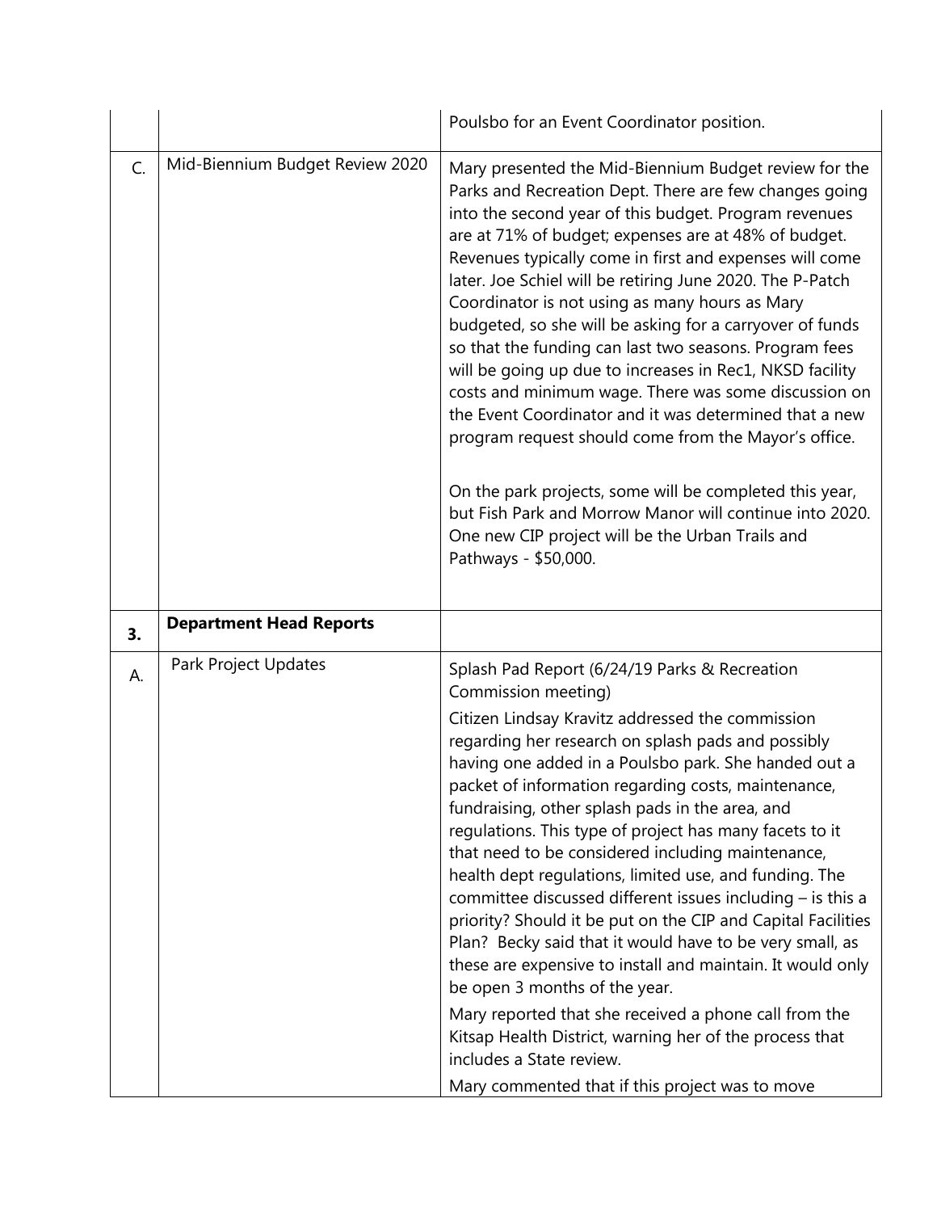| | | |
|---|---|---|
| | | Poulsbo for an Event Coordinator position. |
| C. | Mid-Biennium Budget Review 2020 | Mary presented the Mid-Biennium Budget review for the Parks and Recreation Dept. There are few changes going into the second year of this budget. Program revenues are at 71% of budget; expenses are at 48% of budget. Revenues typically come in first and expenses will come later. Joe Schiel will be retiring June 2020. The P-Patch Coordinator is not using as many hours as Mary budgeted, so she will be asking for a carryover of funds so that the funding can last two seasons. Program fees will be going up due to increases in Rec1, NKSD facility costs and minimum wage. There was some discussion on the Event Coordinator and it was determined that a new program request should come from the Mayor's office.<br><br>On the park projects, some will be completed this year, but Fish Park and Morrow Manor will continue into 2020. One new CIP project will be the Urban Trails and Pathways - $50,000. |
| **3.** | **Department Head Reports** | |
| A. | Park Project Updates | Splash Pad Report (6/24/19 Parks & Recreation Commission meeting)<br><br>Citizen Lindsay Kravitz addressed the commission regarding her research on splash pads and possibly having one added in a Poulsbo park. She handed out a packet of information regarding costs, maintenance, fundraising, other splash pads in the area, and regulations. This type of project has many facets to it that need to be considered including maintenance, health dept regulations, limited use, and funding. The committee discussed different issues including – is this a priority? Should it be put on the CIP and Capital Facilities Plan? Becky said that it would have to be very small, as these are expensive to install and maintain. It would only be open 3 months of the year.<br><br>Mary reported that she received a phone call from the Kitsap Health District, warning her of the process that includes a State review.<br><br>Mary commented that if this project was to move |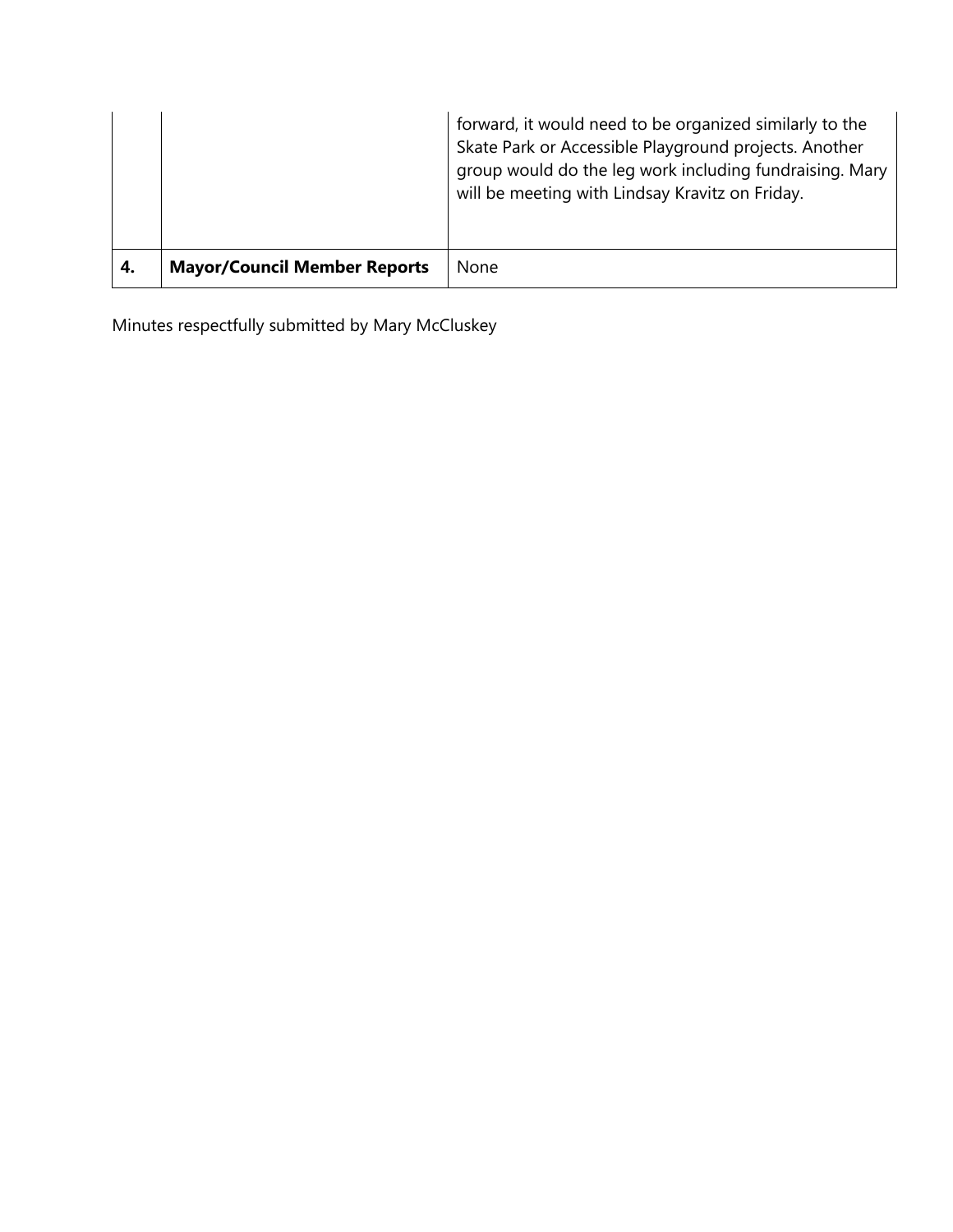| | | |
|---|---|---|
| | | forward, it would need to be organized similarly to the Skate Park or Accessible Playground projects. Another group would do the leg work including fundraising. Mary will be meeting with Lindsay Kravitz on Friday. |
| **4.** | **Mayor/Council Member Reports** | None |

Minutes respectfully submitted by Mary McCluskey